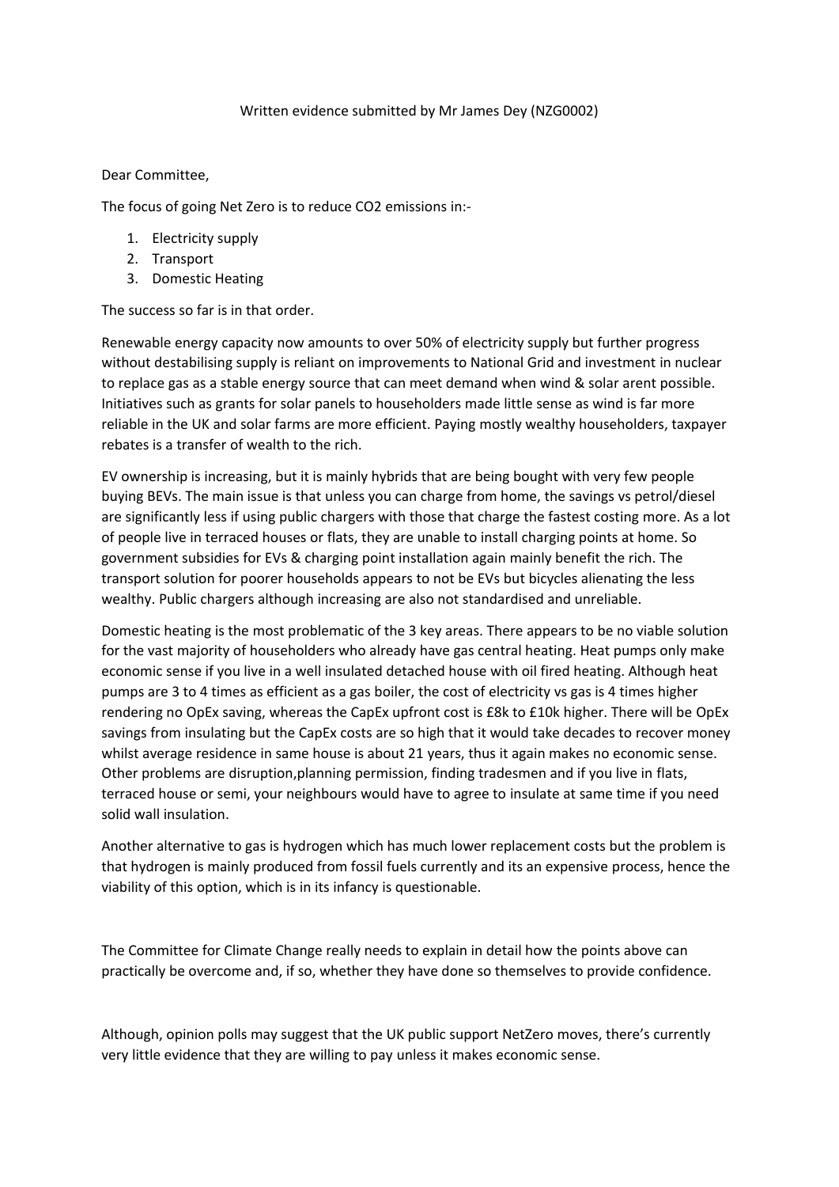Written evidence submitted by Mr James Dey (NZG0002)

Dear Committee,

The focus of going Net Zero is to reduce $CO_2$ emissions in:-

1. Electricity supply
2. Transport
3. Domestic Heating

The success so far is in that order.

Renewable energy capacity now amounts to over 50% of electricity supply but further progress without destabilising supply is reliant on improvements to National Grid and investment in nuclear to replace gas as a stable energy source that can meet demand when wind & solar arent possible. Initiatives such as grants for solar panels to householders made little sense as wind is far more reliable in the UK and solar farms are more efficient. Paying mostly wealthy householders, taxpayer rebates is a transfer of wealth to the rich.

EV ownership is increasing, but it is mainly hybrids that are being bought with very few people buying BEVs. The main issue is that unless you can charge from home, the savings vs petrol/diesel are significantly less if using public chargers with those that charge the fastest costing more. As a lot of people live in terraced houses or flats, they are unable to install charging points at home. So government subsidies for EVs & charging point installation again mainly benefit the rich. The transport solution for poorer households appears to not be EVs but bicycles alienating the less wealthy. Public chargers although increasing are also not standardised and unreliable.

Domestic heating is the most problematic of the 3 key areas. There appears to be no viable solution for the vast majority of householders who already have gas central heating. Heat pumps only make economic sense if you live in a well insulated detached house with oil fired heating. Although heat pumps are 3 to 4 times as efficient as a gas boiler, the cost of electricity vs gas is 4 times higher rendering no OpEx saving, whereas the CapEx upfront cost is £8k to £10k higher. There will be OpEx savings from insulating but the CapEx costs are so high that it would take decades to recover money whilst average residence in same house is about 21 years, thus it again makes no economic sense. Other problems are disruption,planning permission, finding tradesmen and if you live in flats, terraced house or semi, your neighbours would have to agree to insulate at same time if you need solid wall insulation.

Another alternative to gas is hydrogen which has much lower replacement costs but the problem is that hydrogen is mainly produced from fossil fuels currently and its an expensive process, hence the viability of this option, which is in its infancy is questionable.

The Committee for Climate Change really needs to explain in detail how the points above can practically be overcome and, if so, whether they have done so themselves to provide confidence.

Although, opinion polls may suggest that the UK public support NetZero moves, there's currently very little evidence that they are willing to pay unless it makes economic sense.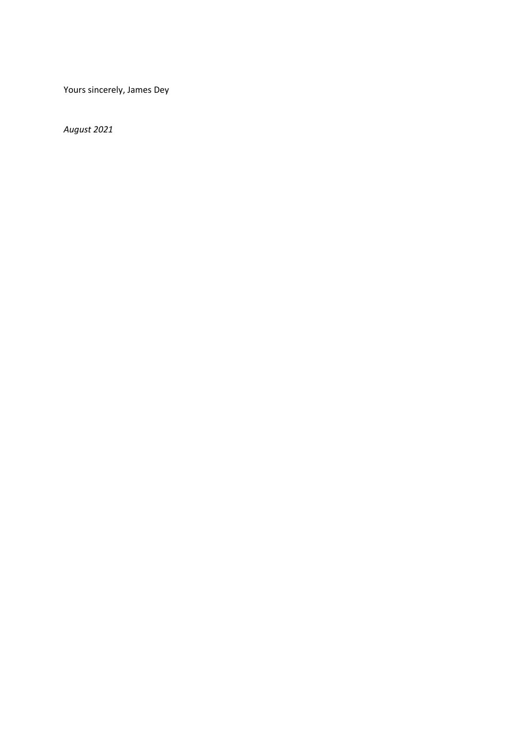Yours sincerely, James Dey

*August 2021*